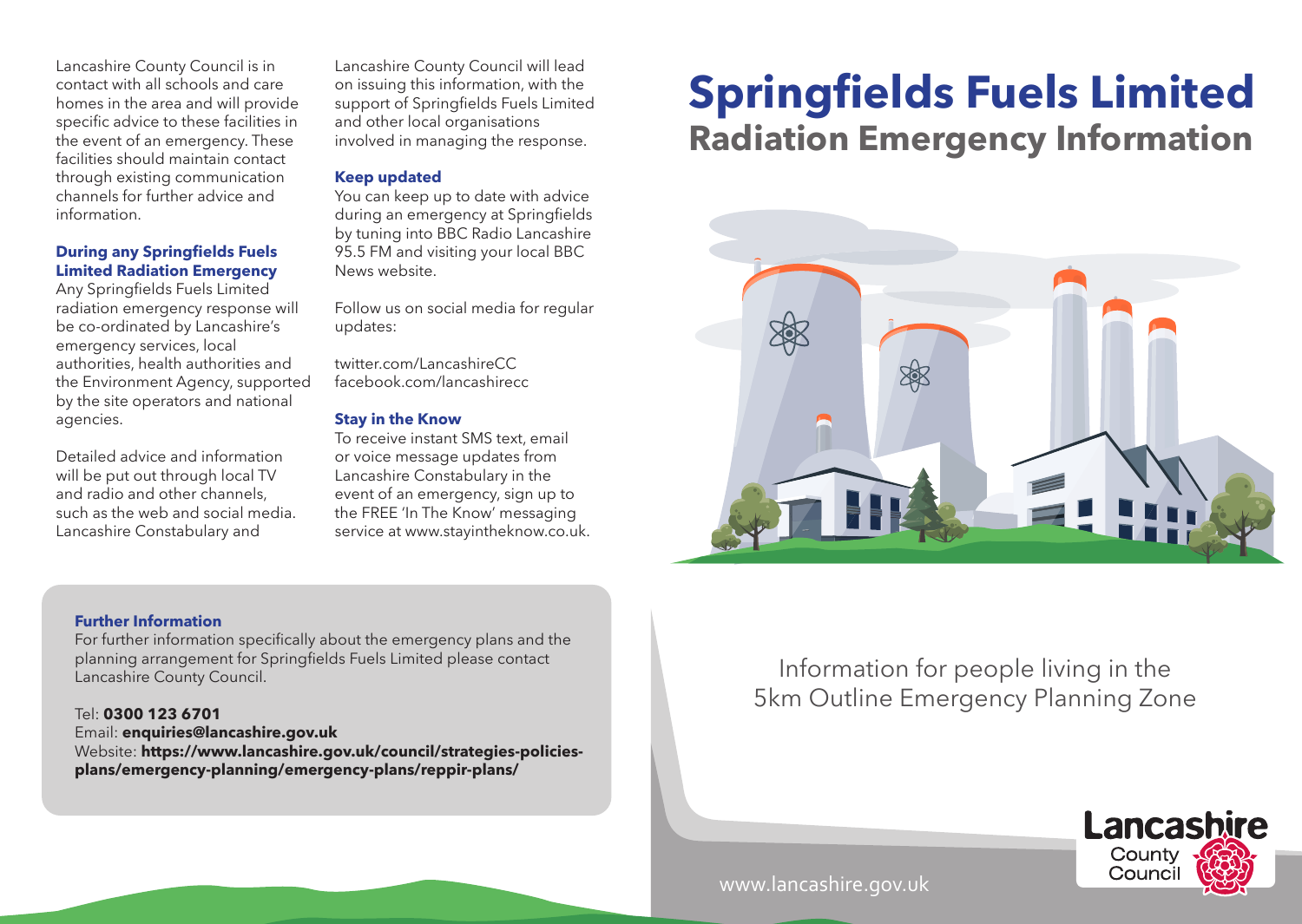# Springfields Fuels Limited

## Radiation Emergency Information

Information for people living in the 5km Outline Emergency Planning Zone

Lancashire County Council is in contact with all schools and care homes in the area and will provide specific advice to these facilities in the event of an emergency. These facilities should maintain contact through existing communication channels for further advice and information.

### During any Springfields Fuels Limited Radiation Emergency

Any Springfields Fuels Limited radiation emergency response will be co-ordinated by Lancashire's emergency services, local authorities, health authorities and the Environment Agency, supported by the site operators and national agencies.

Detailed advice and information will be put out through local TV and radio and other channels, such as the web and social media. Lancashire Constabulary and Lancashire County Council will lead on issuing this information, with the support of Springfields Fuels Limited and other local organisations involved in managing the response.

### Keep updated

You can keep up to date with advice during an emergency at Springfields by tuning into BBC Radio Lancashire 95.5 FM and visiting your local BBC News website.

Follow us on social media for regular updates:

twitter.com/LancashireCC
facebook.com/lancashirecc

### Stay in the Know

To receive instant SMS text, email or voice message updates from Lancashire Constabulary in the event of an emergency, sign up to the FREE 'In The Know' messaging service at www.stayintheknow.co.uk.

### Further Information

For further information specifically about the emergency plans and the planning arrangement for Springfields Fuels Limited please contact Lancashire County Council.

Tel: **0300 123 6701**
Email: **enquiries@lancashire.gov.uk**
Website: **https://www.lancashire.gov.uk/council/strategies-policies-plans/emergency-planning/emergency-plans/reppir-plans/**

Lancashire County Council

www.lancashire.gov.uk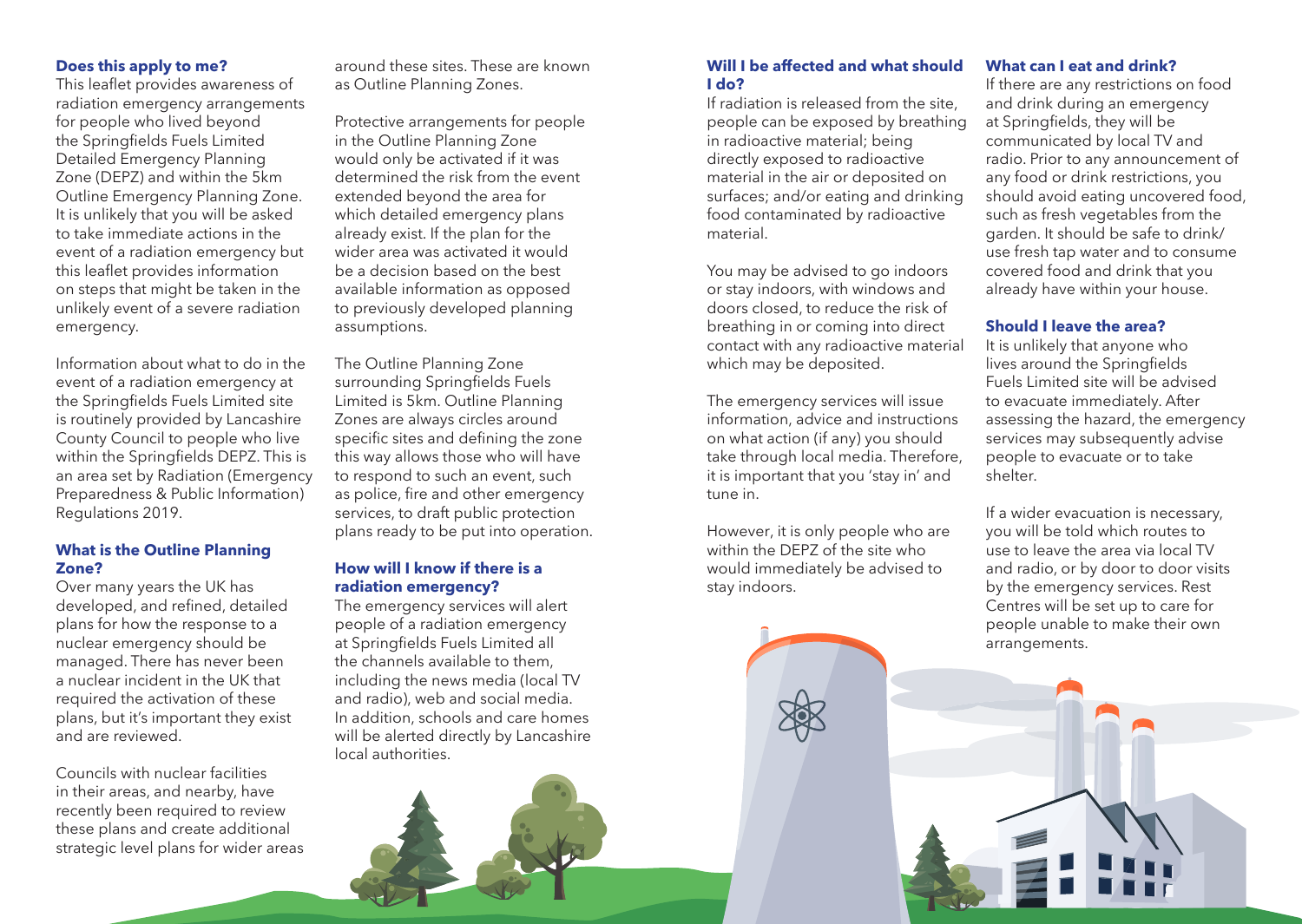### Does this apply to me?

This leaflet provides awareness of radiation emergency arrangements for people who lived beyond the Springfields Fuels Limited Detailed Emergency Planning Zone (DEPZ) and within the 5km Outline Emergency Planning Zone. It is unlikely that you will be asked to take immediate actions in the event of a radiation emergency but this leaflet provides information on steps that might be taken in the unlikely event of a severe radiation emergency.

Information about what to do in the event of a radiation emergency at the Springfields Fuels Limited site is routinely provided by Lancashire County Council to people who live within the Springfields DEPZ. This is an area set by Radiation (Emergency Preparedness & Public Information) Regulations 2019.

### What is the Outline Planning Zone?

Over many years the UK has developed, and refined, detailed plans for how the response to a nuclear emergency should be managed. There has never been a nuclear incident in the UK that required the activation of these plans, but it's important they exist and are reviewed.

Councils with nuclear facilities in their areas, and nearby, have recently been required to review these plans and create additional strategic level plans for wider areas around these sites. These are known as Outline Planning Zones.

Protective arrangements for people in the Outline Planning Zone would only be activated if it was determined the risk from the event extended beyond the area for which detailed emergency plans already exist. If the plan for the wider area was activated it would be a decision based on the best available information as opposed to previously developed planning assumptions.

The Outline Planning Zone surrounding Springfields Fuels Limited is 5km. Outline Planning Zones are always circles around specific sites and defining the zone this way allows those who will have to respond to such an event, such as police, fire and other emergency services, to draft public protection plans ready to be put into operation.

### How will I know if there is a radiation emergency?

The emergency services will alert people of a radiation emergency at Springfields Fuels Limited all the channels available to them, including the news media (local TV and radio), web and social media. In addition, schools and care homes will be alerted directly by Lancashire local authorities.

### Will I be affected and what should I do?

If radiation is released from the site, people can be exposed by breathing in radioactive material; being directly exposed to radioactive material in the air or deposited on surfaces; and/or eating and drinking food contaminated by radioactive material.

You may be advised to go indoors or stay indoors, with windows and doors closed, to reduce the risk of breathing in or coming into direct contact with any radioactive material which may be deposited.

The emergency services will issue information, advice and instructions on what action (if any) you should take through local media. Therefore, it is important that you 'stay in' and tune in.

However, it is only people who are within the DEPZ of the site who would immediately be advised to stay indoors.

### What can I eat and drink?

If there are any restrictions on food and drink during an emergency at Springfields, they will be communicated by local TV and radio. Prior to any announcement of any food or drink restrictions, you should avoid eating uncovered food, such as fresh vegetables from the garden. It should be safe to drink/ use fresh tap water and to consume covered food and drink that you already have within your house.

### Should I leave the area?

It is unlikely that anyone who lives around the Springfields Fuels Limited site will be advised to evacuate immediately. After assessing the hazard, the emergency services may subsequently advise people to evacuate or to take shelter.

If a wider evacuation is necessary, you will be told which routes to use to leave the area via local TV and radio, or by door to door visits by the emergency services. Rest Centres will be set up to care for people unable to make their own arrangements.